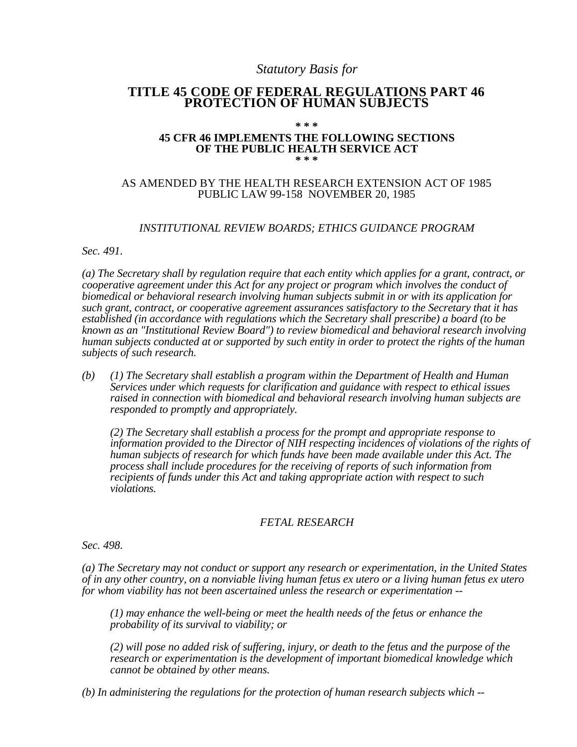*Statutory Basis for*

# TITLE 45 CODE OF FEDERAL REGULATIONS PART 46 PROTECTION OF HUMAN SUBJECTS

**\* \* \***

**45 CFR 46 IMPLEMENTS THE FOLLOWING SECTIONS OF THE PUBLIC HEALTH SERVICE ACT**

**\* \* \***

AS AMENDED BY THE HEALTH RESEARCH EXTENSION ACT OF 1985
PUBLIC LAW 99-158 NOVEMBER 20, 1985

## *INSTITUTIONAL REVIEW BOARDS; ETHICS GUIDANCE PROGRAM*

*Sec. 491.*

*(a) The Secretary shall by regulation require that each entity which applies for a grant, contract, or cooperative agreement under this Act for any project or program which involves the conduct of biomedical or behavioral research involving human subjects submit in or with its application for such grant, contract, or cooperative agreement assurances satisfactory to the Secretary that it has established (in accordance with regulations which the Secretary shall prescribe) a board (to be known as an "Institutional Review Board") to review biomedical and behavioral research involving human subjects conducted at or supported by such entity in order to protect the rights of the human subjects of such research.*

*(b) (1) The Secretary shall establish a program within the Department of Health and Human Services under which requests for clarification and guidance with respect to ethical issues raised in connection with biomedical and behavioral research involving human subjects are responded to promptly and appropriately.*

*(2) The Secretary shall establish a process for the prompt and appropriate response to information provided to the Director of NIH respecting incidences of violations of the rights of human subjects of research for which funds have been made available under this Act. The process shall include procedures for the receiving of reports of such information from recipients of funds under this Act and taking appropriate action with respect to such violations.*

## *FETAL RESEARCH*

*Sec. 498.*

*(a) The Secretary may not conduct or support any research or experimentation, in the United States of in any other country, on a nonviable living human fetus ex utero or a living human fetus ex utero for whom viability has not been ascertained unless the research or experimentation --*

*(1) may enhance the well-being or meet the health needs of the fetus or enhance the probability of its survival to viability; or*

*(2) will pose no added risk of suffering, injury, or death to the fetus and the purpose of the research or experimentation is the development of important biomedical knowledge which cannot be obtained by other means.*

*(b) In administering the regulations for the protection of human research subjects which --*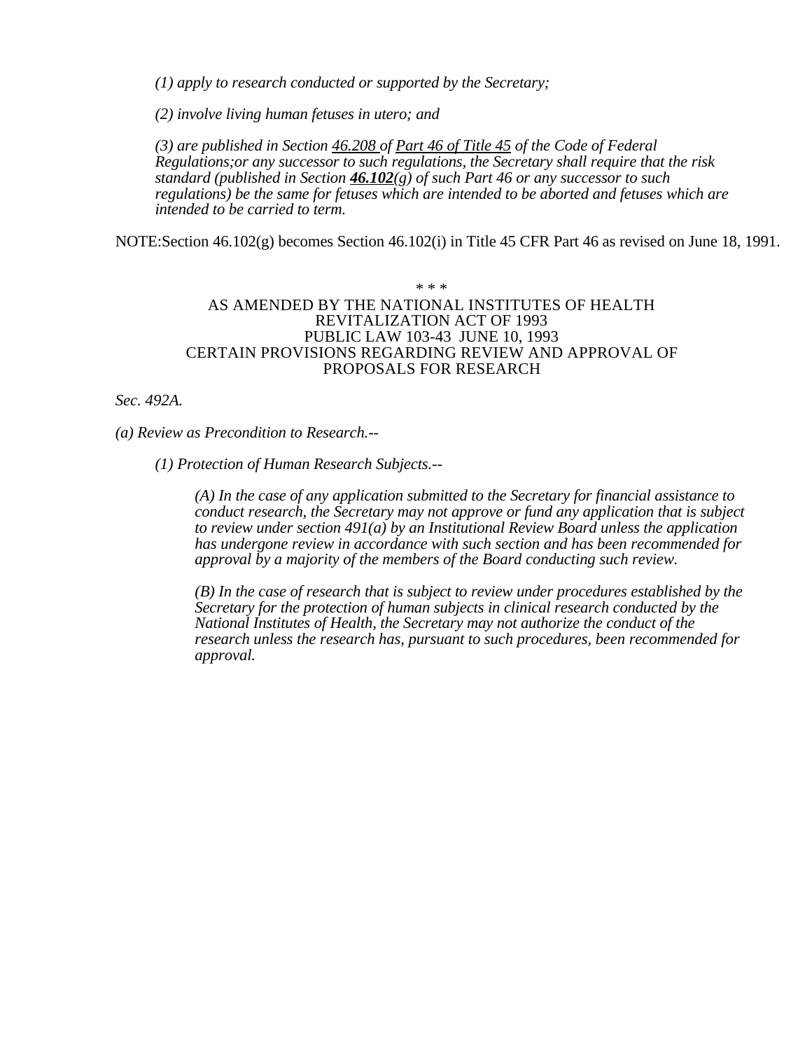*(1) apply to research conducted or supported by the Secretary;*

*(2) involve living human fetuses in utero; and*

*(3) are published in Section 46.208 of Part 46 of Title 45 of the Code of Federal Regulations;or any successor to such regulations, the Secretary shall require that the risk standard (published in Section **46.102**(g) of such Part 46 or any successor to such regulations) be the same for fetuses which are intended to be aborted and fetuses which are intended to be carried to term.*

NOTE:Section 46.102(g) becomes Section 46.102(i) in Title 45 CFR Part 46 as revised on June 18, 1991.

\* \* \*

## AS AMENDED BY THE NATIONAL INSTITUTES OF HEALTH REVITALIZATION ACT OF 1993 PUBLIC LAW 103-43 JUNE 10, 1993 CERTAIN PROVISIONS REGARDING REVIEW AND APPROVAL OF PROPOSALS FOR RESEARCH

*Sec. 492A.*

*(a) Review as Precondition to Research.--*

*(1) Protection of Human Research Subjects.--*

*(A) In the case of any application submitted to the Secretary for financial assistance to conduct research, the Secretary may not approve or fund any application that is subject to review under section 491(a) by an Institutional Review Board unless the application has undergone review in accordance with such section and has been recommended for approval by a majority of the members of the Board conducting such review.*

*(B) In the case of research that is subject to review under procedures established by the Secretary for the protection of human subjects in clinical research conducted by the National Institutes of Health, the Secretary may not authorize the conduct of the research unless the research has, pursuant to such procedures, been recommended for approval.*